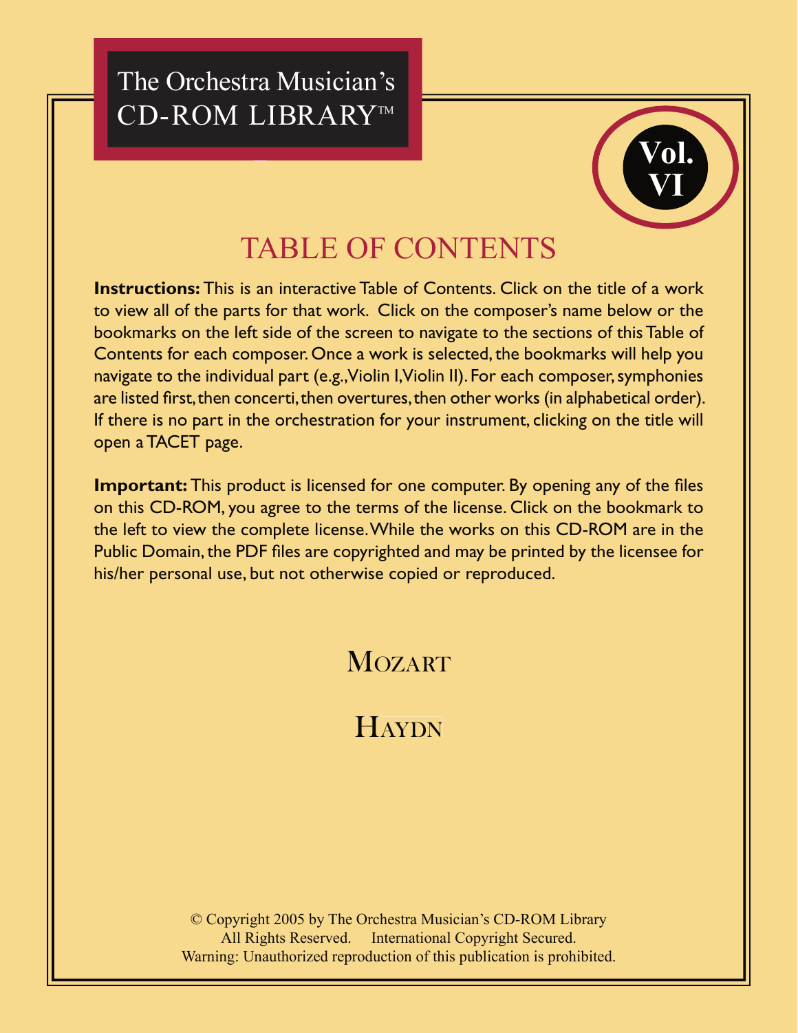The Orchestra Musician's
CD-ROM LIBRARY™

**Vol. VI**

# TABLE OF CONTENTS

**Instructions:** This is an interactive Table of Contents. Click on the title of a work to view all of the parts for that work. Click on the composer's name below or the bookmarks on the left side of the screen to navigate to the sections of this Table of Contents for each composer. Once a work is selected, the bookmarks will help you navigate to the individual part (e.g., Violin I, Violin II). For each composer, symphonies are listed first, then concerti, then overtures, then other works (in alphabetical order). If there is no part in the orchestration for your instrument, clicking on the title will open a TACET page.

**Important:** This product is licensed for one computer. By opening any of the files on this CD-ROM, you agree to the terms of the license. Click on the bookmark to the left to view the complete license. While the works on this CD-ROM are in the Public Domain, the PDF files are copyrighted and may be printed by the licensee for his/her personal use, but not otherwise copied or reproduced.

## MOZART

## HAYDN

© Copyright 2005 by The Orchestra Musician's CD-ROM Library
All Rights Reserved. International Copyright Secured.
Warning: Unauthorized reproduction of this publication is prohibited.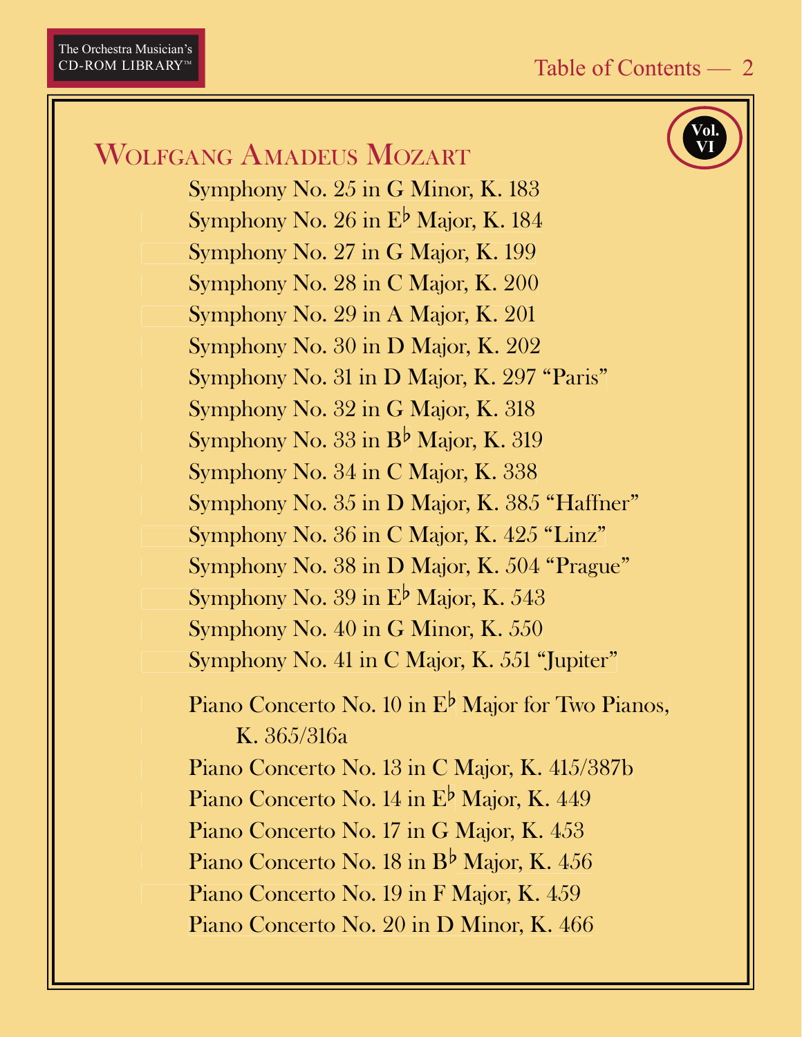# Wolfgang Amadeus Mozart

Vol. VI

Symphony No. 25 in G Minor, K. 183
Symphony No. 26 in E♭ Major, K. 184
Symphony No. 27 in G Major, K. 199
Symphony No. 28 in C Major, K. 200
Symphony No. 29 in A Major, K. 201
Symphony No. 30 in D Major, K. 202
Symphony No. 31 in D Major, K. 297 "Paris"
Symphony No. 32 in G Major, K. 318
Symphony No. 33 in B♭ Major, K. 319
Symphony No. 34 in C Major, K. 338
Symphony No. 35 in D Major, K. 385 "Haffner"
Symphony No. 36 in C Major, K. 425 "Linz"
Symphony No. 38 in D Major, K. 504 "Prague"
Symphony No. 39 in E♭ Major, K. 543
Symphony No. 40 in G Minor, K. 550
Symphony No. 41 in C Major, K. 551 "Jupiter"

Piano Concerto No. 10 in E♭ Major for Two Pianos, K. 365/316a
Piano Concerto No. 13 in C Major, K. 415/387b
Piano Concerto No. 14 in E♭ Major, K. 449
Piano Concerto No. 17 in G Major, K. 453
Piano Concerto No. 18 in B♭ Major, K. 456
Piano Concerto No. 19 in F Major, K. 459
Piano Concerto No. 20 in D Minor, K. 466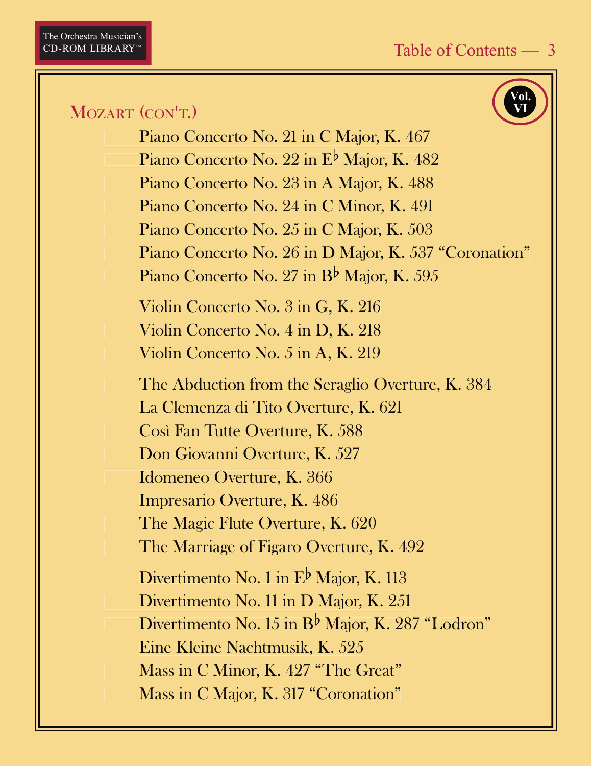## Mozart (con't.)

Vol. VI

Piano Concerto No. 21 in C Major, K. 467
Piano Concerto No. 22 in E♭ Major, K. 482
Piano Concerto No. 23 in A Major, K. 488
Piano Concerto No. 24 in C Minor, K. 491
Piano Concerto No. 25 in C Major, K. 503
Piano Concerto No. 26 in D Major, K. 537 “Coronation”
Piano Concerto No. 27 in B♭ Major, K. 595

Violin Concerto No. 3 in G, K. 216
Violin Concerto No. 4 in D, K. 218
Violin Concerto No. 5 in A, K. 219

The Abduction from the Seraglio Overture, K. 384
La Clemenza di Tito Overture, K. 621
Così Fan Tutte Overture, K. 588
Don Giovanni Overture, K. 527
Idomeneo Overture, K. 366
Impresario Overture, K. 486
The Magic Flute Overture, K. 620
The Marriage of Figaro Overture, K. 492

Divertimento No. 1 in E♭ Major, K. 113
Divertimento No. 11 in D Major, K. 251
Divertimento No. 15 in B♭ Major, K. 287 “Lodron”
Eine Kleine Nachtmusik, K. 525
Mass in C Minor, K. 427 “The Great”
Mass in C Major, K. 317 “Coronation”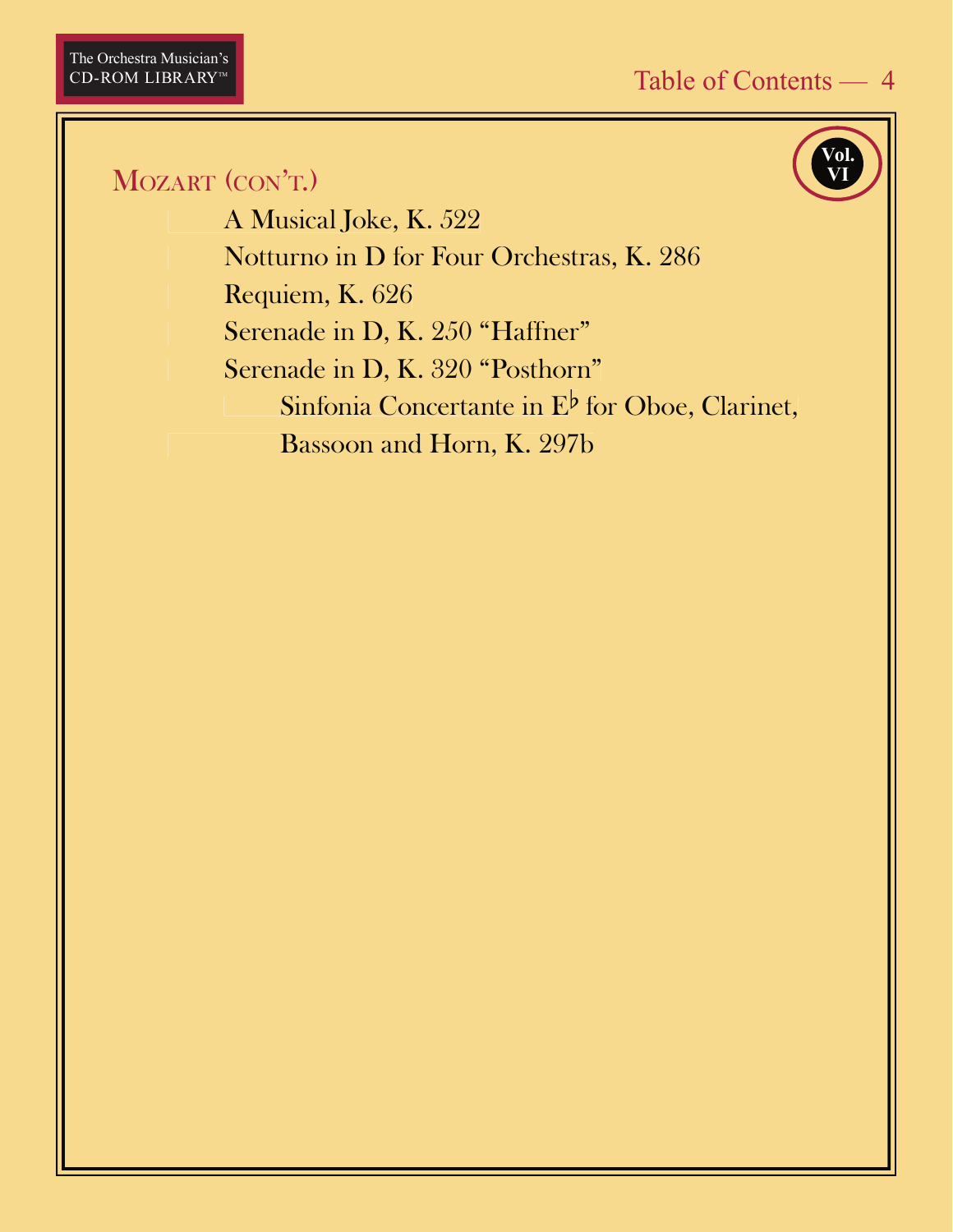## Mozart (con't.)

A Musical Joke, K. 522

Notturno in D for Four Orchestras, K. 286

Requiem, K. 626

Serenade in D, K. 250 "Haffner"

Serenade in D, K. 320 "Posthorn"

Sinfonia Concertante in E♭ for Oboe, Clarinet, Bassoon and Horn, K. 297b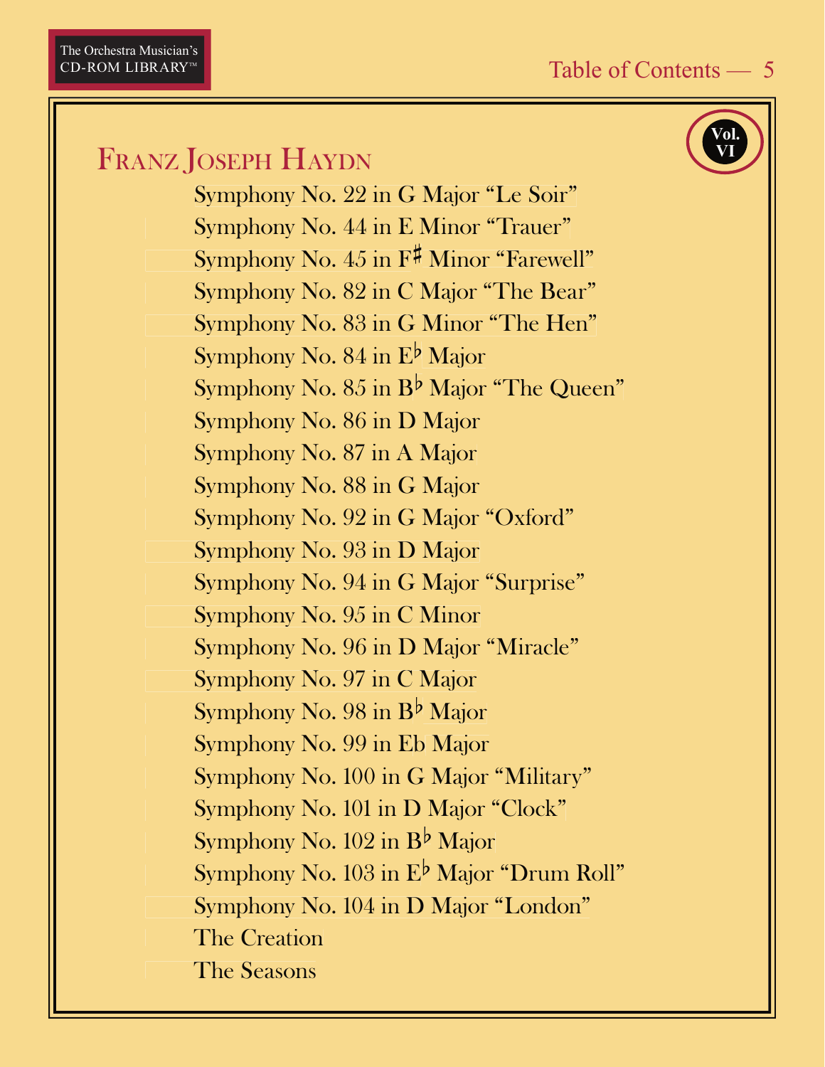Vol. VI

# Franz Joseph Haydn

Symphony No. 22 in G Major “Le Soir”

Symphony No. 44 in E Minor “Trauer”

Symphony No. 45 in F♯ Minor “Farewell”

Symphony No. 82 in C Major “The Bear”

Symphony No. 83 in G Minor “The Hen”

Symphony No. 84 in E♭ Major

Symphony No. 85 in B♭ Major “The Queen”

Symphony No. 86 in D Major

Symphony No. 87 in A Major

Symphony No. 88 in G Major

Symphony No. 92 in G Major “Oxford”

Symphony No. 93 in D Major

Symphony No. 94 in G Major “Surprise”

Symphony No. 95 in C Minor

Symphony No. 96 in D Major “Miracle”

Symphony No. 97 in C Major

Symphony No. 98 in B♭ Major

Symphony No. 99 in Eb Major

Symphony No. 100 in G Major “Military”

Symphony No. 101 in D Major “Clock”

Symphony No. 102 in B♭ Major

Symphony No. 103 in E♭ Major “Drum Roll”

Symphony No. 104 in D Major “London”

The Creation

The Seasons